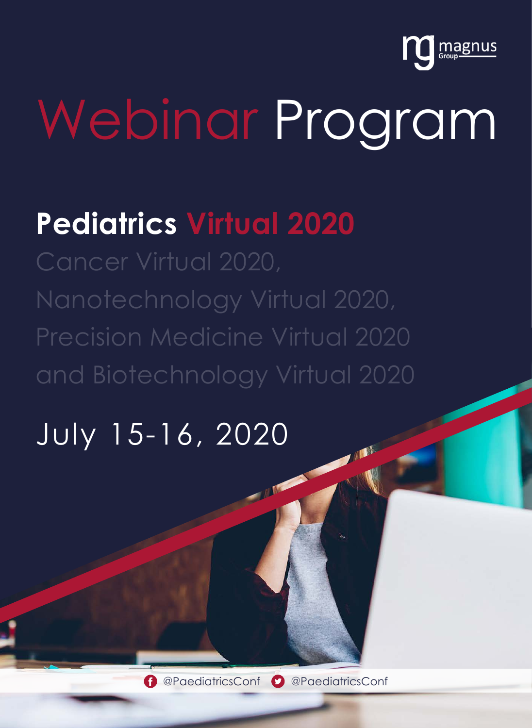magnus Group

# Webinar Program

## Pediatrics Virtual 2020

Cancer Virtual 2020,

Nanotechnology Virtual 2020,

Precision Medicine Virtual 2020

and Biotechnology Virtual 2020

July 15-16, 2020

@PaediatricsConf @PaediatricsConf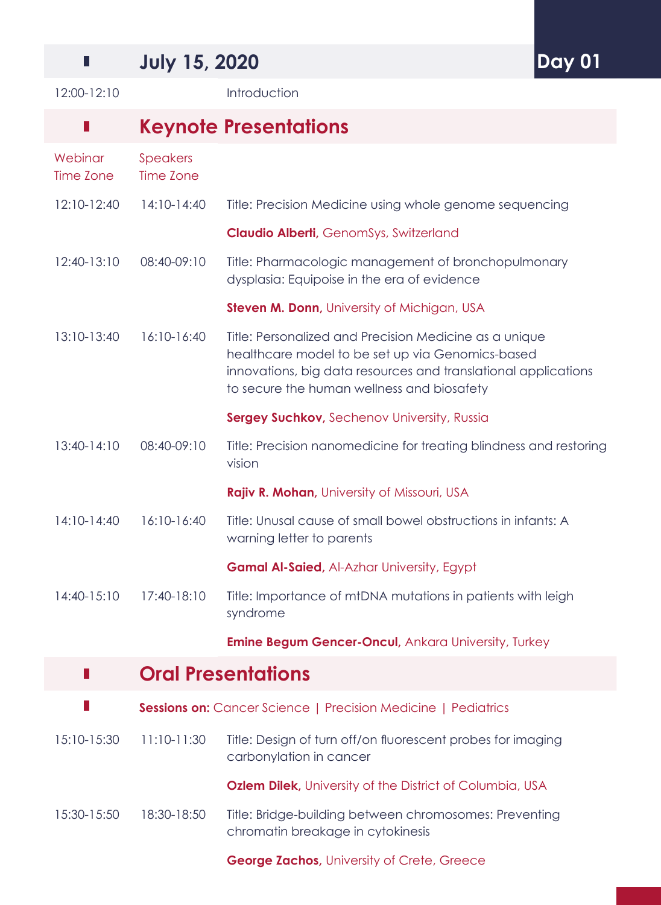## July 15, 2020 — Day 01

| Webinar Time Zone | Speakers Time Zone | |
|---|---|---|
| 12:00-12:10 | | Introduction |

## Keynote Presentations

| Webinar Time Zone | Speakers Time Zone | |
|---|---|---|
| 12:10-12:40 | 14:10-14:40 | Title: Precision Medicine using whole genome sequencing<br>**Claudio Alberti,** GenomSys, Switzerland |
| 12:40-13:10 | 08:40-09:10 | Title: Pharmacologic management of bronchopulmonary dysplasia: Equipoise in the era of evidence<br>**Steven M. Donn,** University of Michigan, USA |
| 13:10-13:40 | 16:10-16:40 | Title: Personalized and Precision Medicine as a unique healthcare model to be set up via Genomics-based innovations, big data resources and translational applications to secure the human wellness and biosafety<br>**Sergey Suchkov,** Sechenov University, Russia |
| 13:40-14:10 | 08:40-09:10 | Title: Precision nanomedicine for treating blindness and restoring vision<br>**Rajiv R. Mohan,** University of Missouri, USA |
| 14:10-14:40 | 16:10-16:40 | Title: Unusal cause of small bowel obstructions in infants: A warning letter to parents<br>**Gamal Al-Saied,** Al-Azhar University, Egypt |
| 14:40-15:10 | 17:40-18:10 | Title: Importance of mtDNA mutations in patients with leigh syndrome<br>**Emine Begum Gencer-Oncul,** Ankara University, Turkey |

## Oral Presentations

**Sessions on:** Cancer Science | Precision Medicine | Pediatrics

| Webinar Time Zone | Speakers Time Zone | |
|---|---|---|
| 15:10-15:30 | 11:10-11:30 | Title: Design of turn off/on fluorescent probes for imaging carbonylation in cancer<br>**Ozlem Dilek,** University of the District of Columbia, USA |
| 15:30-15:50 | 18:30-18:50 | Title: Bridge-building between chromosomes: Preventing chromatin breakage in cytokinesis<br>**George Zachos,** University of Crete, Greece |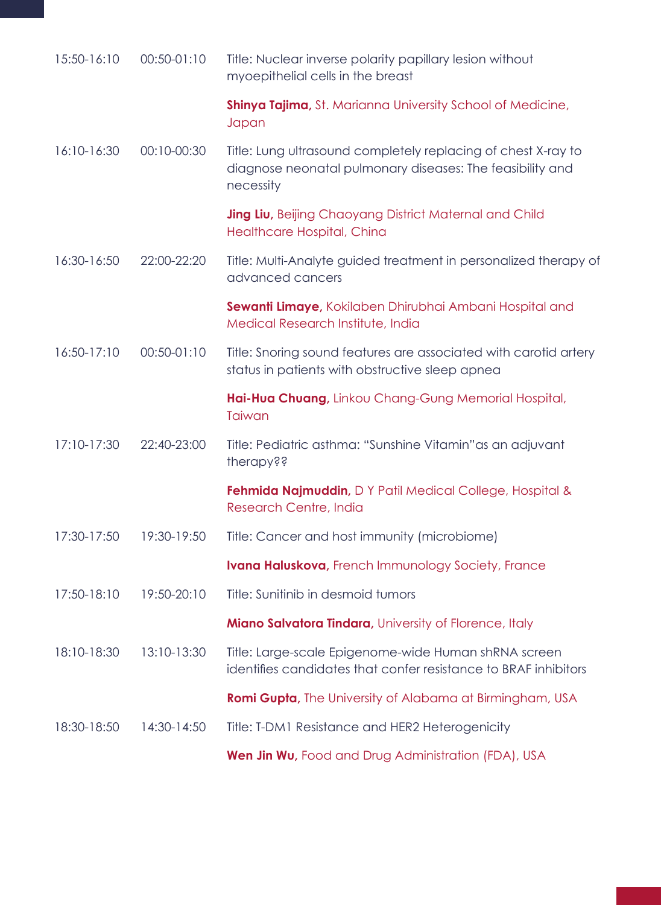| | | |
|---|---|---|
| 15:50-16:10 | 00:50-01:10 | Title: Nuclear inverse polarity papillary lesion without myoepithelial cells in the breast<br><br>**Shinya Tajima,** St. Marianna University School of Medicine, Japan |
| 16:10-16:30 | 00:10-00:30 | Title: Lung ultrasound completely replacing of chest X-ray to diagnose neonatal pulmonary diseases: The feasibility and necessity<br><br>**Jing Liu,** Beijing Chaoyang District Maternal and Child Healthcare Hospital, China |
| 16:30-16:50 | 22:00-22:20 | Title: Multi-Analyte guided treatment in personalized therapy of advanced cancers<br><br>**Sewanti Limaye,** Kokilaben Dhirubhai Ambani Hospital and Medical Research Institute, India |
| 16:50-17:10 | 00:50-01:10 | Title: Snoring sound features are associated with carotid artery status in patients with obstructive sleep apnea<br><br>**Hai-Hua Chuang,** Linkou Chang-Gung Memorial Hospital, Taiwan |
| 17:10-17:30 | 22:40-23:00 | Title: Pediatric asthma: "Sunshine Vitamin"as an adjuvant therapy??<br><br>**Fehmida Najmuddin,** D Y Patil Medical College, Hospital & Research Centre, India |
| 17:30-17:50 | 19:30-19:50 | Title: Cancer and host immunity (microbiome)<br><br>**Ivana Haluskova,** French Immunology Society, France |
| 17:50-18:10 | 19:50-20:10 | Title: Sunitinib in desmoid tumors<br><br>**Miano Salvatora Tindara,** University of Florence, Italy |
| 18:10-18:30 | 13:10-13:30 | Title: Large-scale Epigenome-wide Human shRNA screen identifies candidates that confer resistance to BRAF inhibitors<br><br>**Romi Gupta,** The University of Alabama at Birmingham, USA |
| 18:30-18:50 | 14:30-14:50 | Title: T-DM1 Resistance and HER2 Heterogenicity<br><br>**Wen Jin Wu,** Food and Drug Administration (FDA), USA |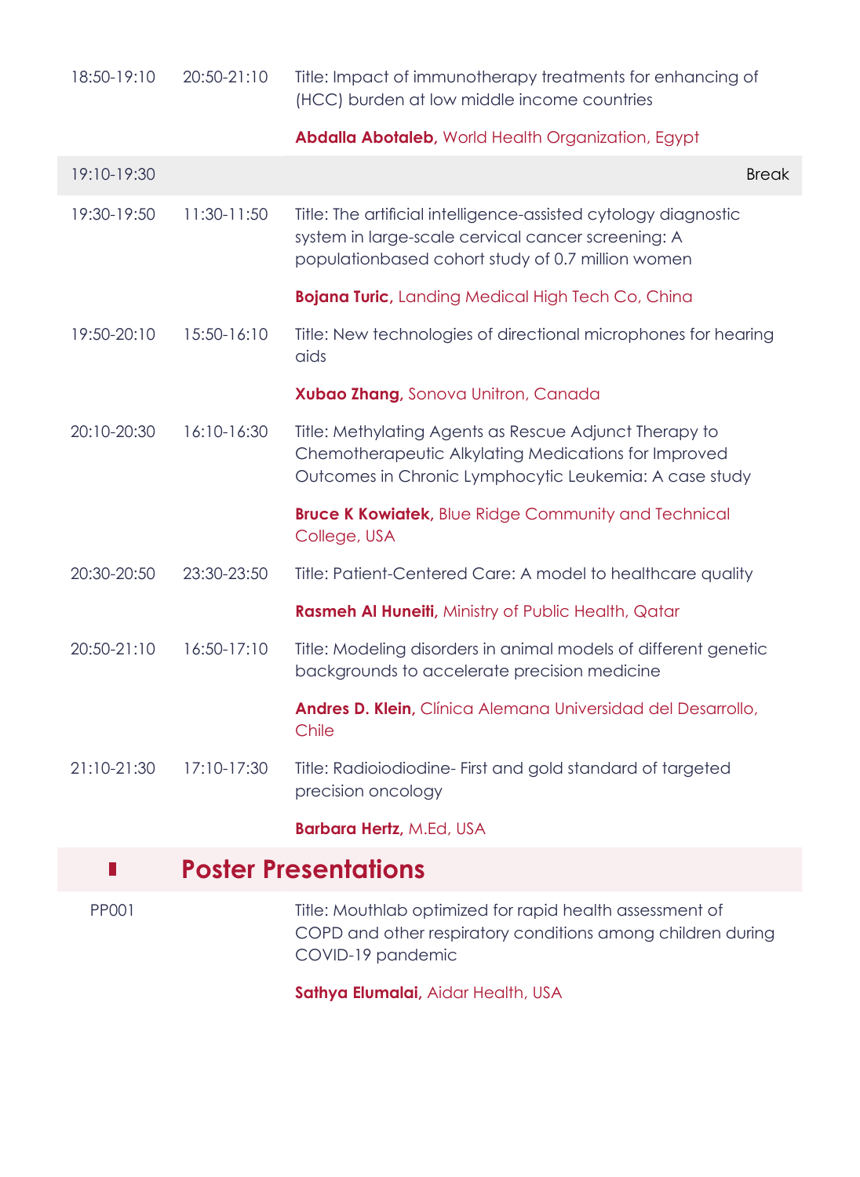| | | |
|---|---|---|
| 18:50-19:10 | 20:50-21:10 | Title: Impact of immunotherapy treatments for enhancing of (HCC) burden at low middle income countries<br><br>**Abdalla Abotaleb,** World Health Organization, Egypt |
| 19:10-19:30 | | Break |
| 19:30-19:50 | 11:30-11:50 | Title: The artificial intelligence-assisted cytology diagnostic system in large-scale cervical cancer screening: A populationbased cohort study of 0.7 million women<br><br>**Bojana Turic,** Landing Medical High Tech Co, China |
| 19:50-20:10 | 15:50-16:10 | Title: New technologies of directional microphones for hearing aids<br><br>**Xubao Zhang,** Sonova Unitron, Canada |
| 20:10-20:30 | 16:10-16:30 | Title: Methylating Agents as Rescue Adjunct Therapy to Chemotherapeutic Alkylating Medications for Improved Outcomes in Chronic Lymphocytic Leukemia: A case study<br><br>**Bruce K Kowiatek,** Blue Ridge Community and Technical College, USA |
| 20:30-20:50 | 23:30-23:50 | Title: Patient-Centered Care: A model to healthcare quality<br><br>**Rasmeh Al Huneiti,** Ministry of Public Health, Qatar |
| 20:50-21:10 | 16:50-17:10 | Title: Modeling disorders in animal models of different genetic backgrounds to accelerate precision medicine<br><br>**Andres D. Klein,** Clínica Alemana Universidad del Desarrollo, Chile |
| 21:10-21:30 | 17:10-17:30 | Title: Radioiodiodine- First and gold standard of targeted precision oncology<br><br>**Barbara Hertz,** M.Ed, USA |

## Poster Presentations

| | |
|---|---|
| PP001 | Title: Mouthlab optimized for rapid health assessment of COPD and other respiratory conditions among children during COVID-19 pandemic<br><br>**Sathya Elumalai,** Aidar Health, USA |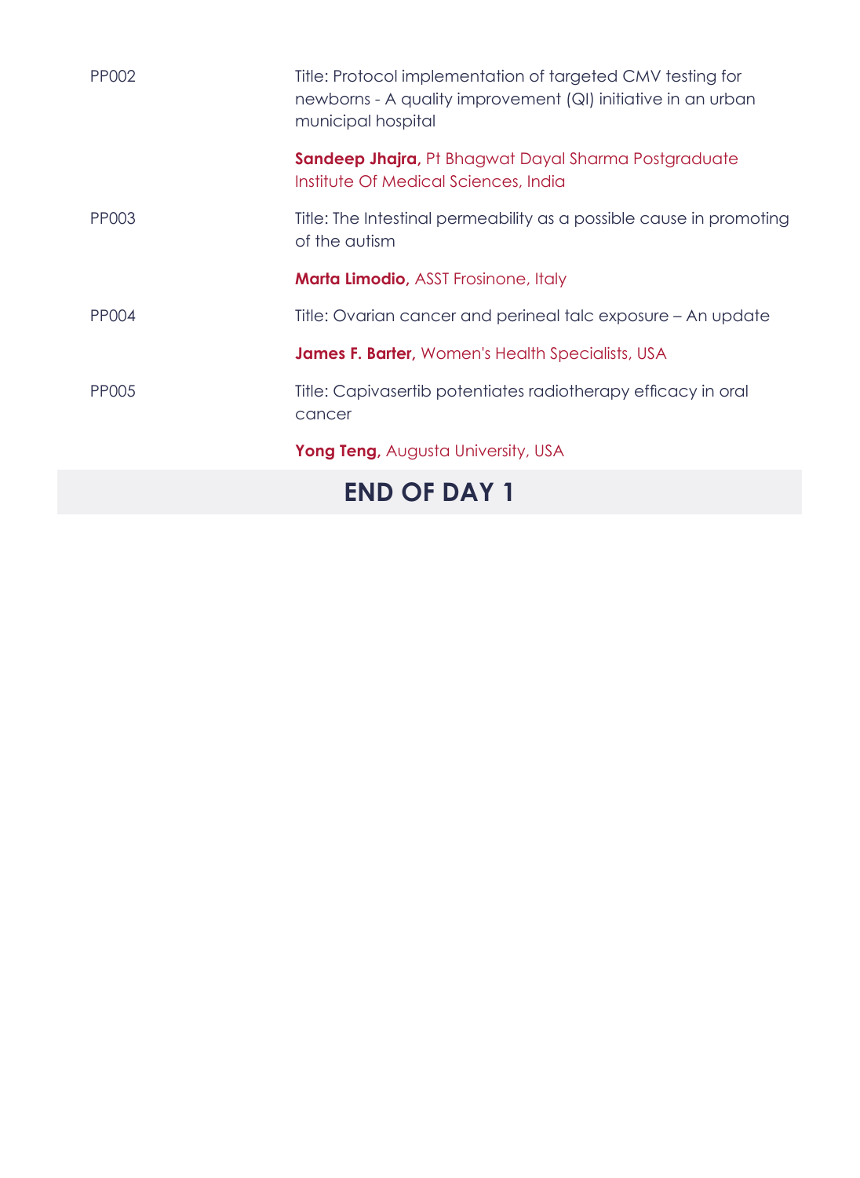| | |
|---|---|
| PP002 | Title: Protocol implementation of targeted CMV testing for newborns - A quality improvement (QI) initiative in an urban municipal hospital |
| | **Sandeep Jhajra,** Pt Bhagwat Dayal Sharma Postgraduate Institute Of Medical Sciences, India |
| PP003 | Title: The Intestinal permeability as a possible cause in promoting of the autism |
| | **Marta Limodio,** ASST Frosinone, Italy |
| PP004 | Title: Ovarian cancer and perineal talc exposure – An update |
| | **James F. Barter,** Women's Health Specialists, USA |
| PP005 | Title: Capivasertib potentiates radiotherapy efficacy in oral cancer |
| | **Yong Teng,** Augusta University, USA |

## END OF DAY 1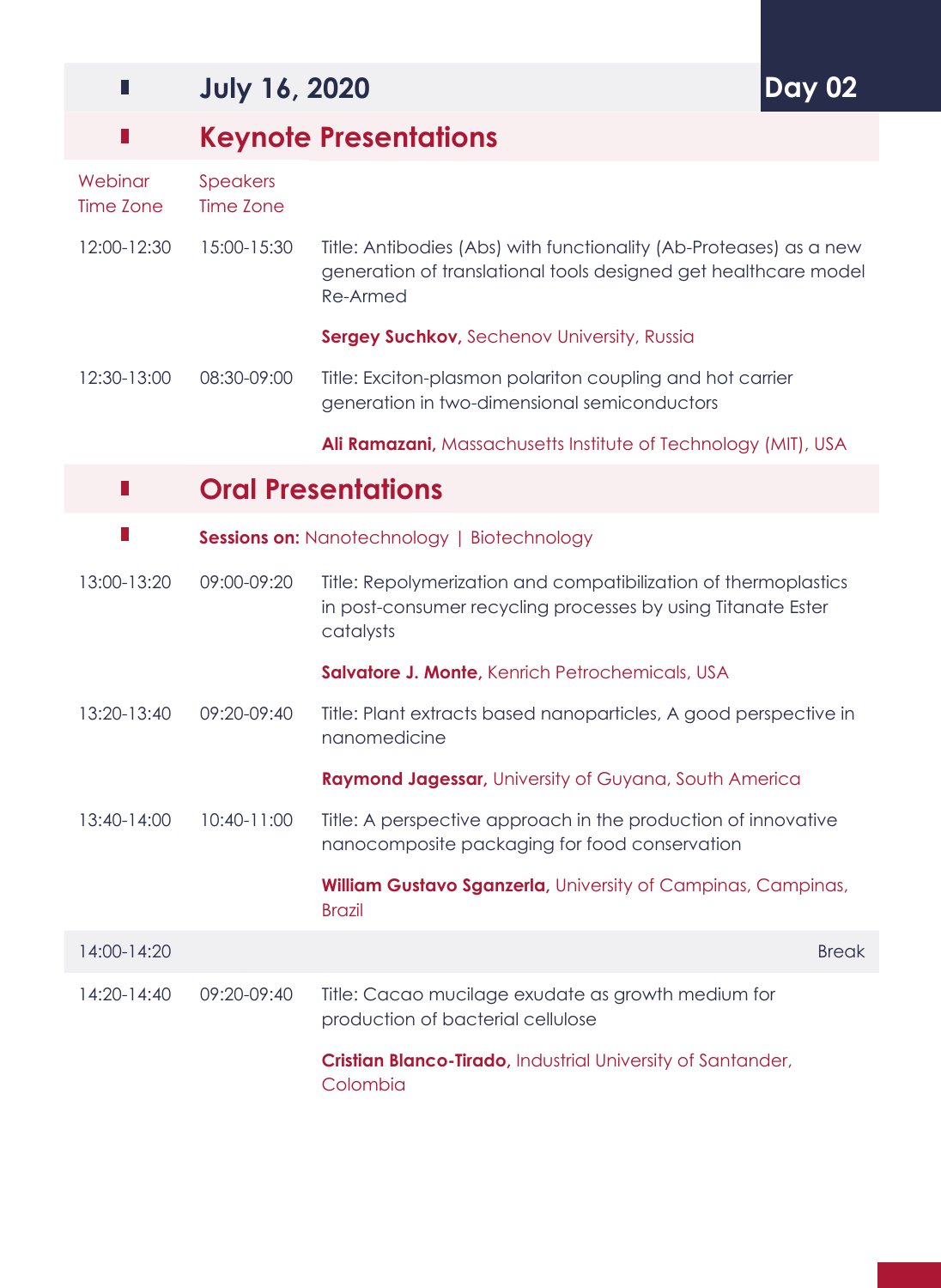## July 16, 2020 — Day 02

## Keynote Presentations

| Webinar Time Zone | Speakers Time Zone | |
|---|---|---|
| 12:00-12:30 | 15:00-15:30 | Title: Antibodies (Abs) with functionality (Ab-Proteases) as a new generation of translational tools designed get healthcare model Re-Armed<br><br>**Sergey Suchkov,** Sechenov University, Russia |
| 12:30-13:00 | 08:30-09:00 | Title: Exciton-plasmon polariton coupling and hot carrier generation in two-dimensional semiconductors<br><br>**Ali Ramazani,** Massachusetts Institute of Technology (MIT), USA |

## Oral Presentations

**Sessions on:** Nanotechnology | Biotechnology

| Webinar Time Zone | Speakers Time Zone | |
|---|---|---|
| 13:00-13:20 | 09:00-09:20 | Title: Repolymerization and compatibilization of thermoplastics in post-consumer recycling processes by using Titanate Ester catalysts<br><br>**Salvatore J. Monte,** Kenrich Petrochemicals, USA |
| 13:20-13:40 | 09:20-09:40 | Title: Plant extracts based nanoparticles, A good perspective in nanomedicine<br><br>**Raymond Jagessar,** University of Guyana, South America |
| 13:40-14:00 | 10:40-11:00 | Title: A perspective approach in the production of innovative nanocomposite packaging for food conservation<br><br>**William Gustavo Sganzerla,** University of Campinas, Campinas, Brazil |
| 14:00-14:20 | | Break |
| 14:20-14:40 | 09:20-09:40 | Title: Cacao mucilage exudate as growth medium for production of bacterial cellulose<br><br>**Cristian Blanco-Tirado,** Industrial University of Santander, Colombia |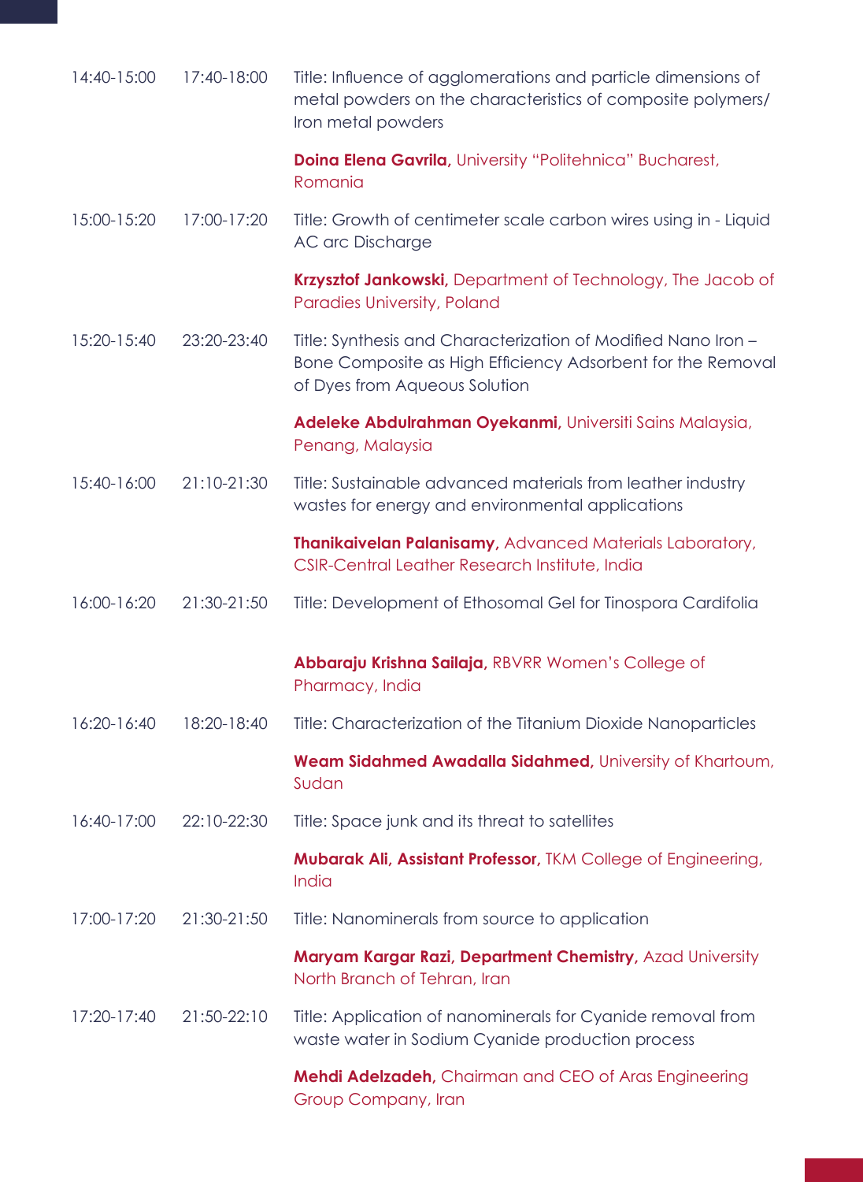| | | |
|---|---|---|
| 14:40-15:00 | 17:40-18:00 | Title: Influence of agglomerations and particle dimensions of metal powders on the characteristics of composite polymers/ Iron metal powders<br><br>**Doina Elena Gavrila,** University “Politehnica” Bucharest, Romania |
| 15:00-15:20 | 17:00-17:20 | Title: Growth of centimeter scale carbon wires using in - Liquid AC arc Discharge<br><br>**Krzysztof Jankowski,** Department of Technology, The Jacob of Paradies University, Poland |
| 15:20-15:40 | 23:20-23:40 | Title: Synthesis and Characterization of Modified Nano Iron – Bone Composite as High Efficiency Adsorbent for the Removal of Dyes from Aqueous Solution<br><br>**Adeleke Abdulrahman Oyekanmi,** Universiti Sains Malaysia, Penang, Malaysia |
| 15:40-16:00 | 21:10-21:30 | Title: Sustainable advanced materials from leather industry wastes for energy and environmental applications<br><br>**Thanikaivelan Palanisamy,** Advanced Materials Laboratory, CSIR-Central Leather Research Institute, India |
| 16:00-16:20 | 21:30-21:50 | Title: Development of Ethosomal Gel for Tinospora Cardifolia<br><br>**Abbaraju Krishna Sailaja,** RBVRR Women’s College of Pharmacy, India |
| 16:20-16:40 | 18:20-18:40 | Title: Characterization of the Titanium Dioxide Nanoparticles<br><br>**Weam Sidahmed Awadalla Sidahmed,** University of Khartoum, Sudan |
| 16:40-17:00 | 22:10-22:30 | Title: Space junk and its threat to satellites<br><br>**Mubarak Ali, Assistant Professor,** TKM College of Engineering, India |
| 17:00-17:20 | 21:30-21:50 | Title: Nanominerals from source to application<br><br>**Maryam Kargar Razi, Department Chemistry,** Azad University North Branch of Tehran, Iran |
| 17:20-17:40 | 21:50-22:10 | Title: Application of nanominerals for Cyanide removal from waste water in Sodium Cyanide production process<br><br>**Mehdi Adelzadeh,** Chairman and CEO of Aras Engineering Group Company, Iran |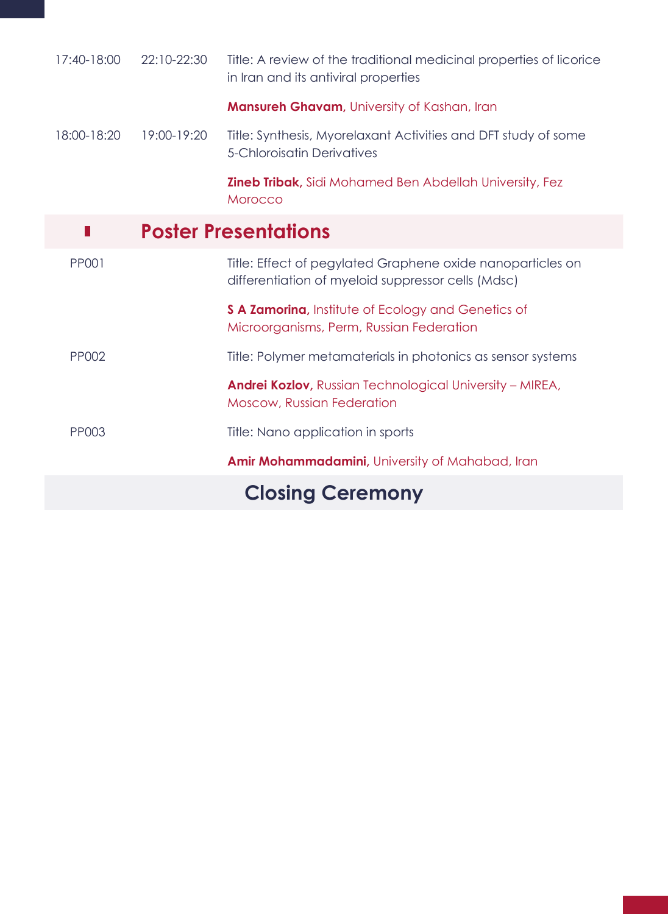| | | |
|---|---|---|
| 17:40-18:00 | 22:10-22:30 | Title: A review of the traditional medicinal properties of licorice in Iran and its antiviral properties<br><br>**Mansureh Ghavam,** University of Kashan, Iran |
| 18:00-18:20 | 19:00-19:20 | Title: Synthesis, Myorelaxant Activities and DFT study of some 5-Chloroisatin Derivatives<br><br>**Zineb Tribak,** Sidi Mohamed Ben Abdellah University, Fez Morocco |

## Poster Presentations

| | |
|---|---|
| PP001 | Title: Effect of pegylated Graphene oxide nanoparticles on differentiation of myeloid suppressor cells (Mdsc)<br><br>**S A Zamorina,** Institute of Ecology and Genetics of Microorganisms, Perm, Russian Federation |
| PP002 | Title: Polymer metamaterials in photonics as sensor systems<br><br>**Andrei Kozlov,** Russian Technological University – MIREA, Moscow, Russian Federation |
| PP003 | Title: Nano application in sports<br><br>**Amir Mohammadamini,** University of Mahabad, Iran |

## Closing Ceremony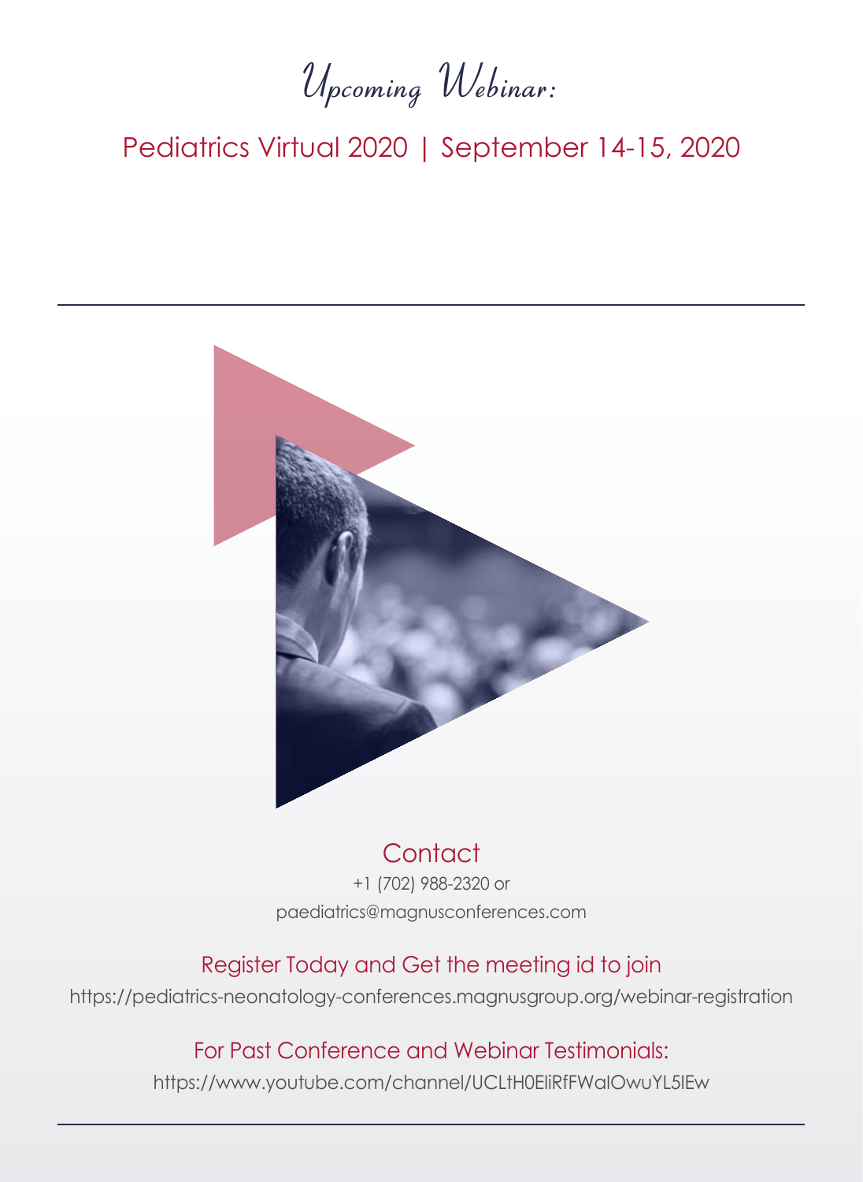# Upcoming Webinar:

## Pediatrics Virtual 2020 | September 14-15, 2020

---

### Contact

+1 (702) 988-2320 or

paediatrics@magnusconferences.com

### Register Today and Get the meeting id to join

https://pediatrics-neonatology-conferences.magnusgroup.org/webinar-registration

### For Past Conference and Webinar Testimonials:

https://www.youtube.com/channel/UCLtH0EliRfFWaIOwuYL5lEw